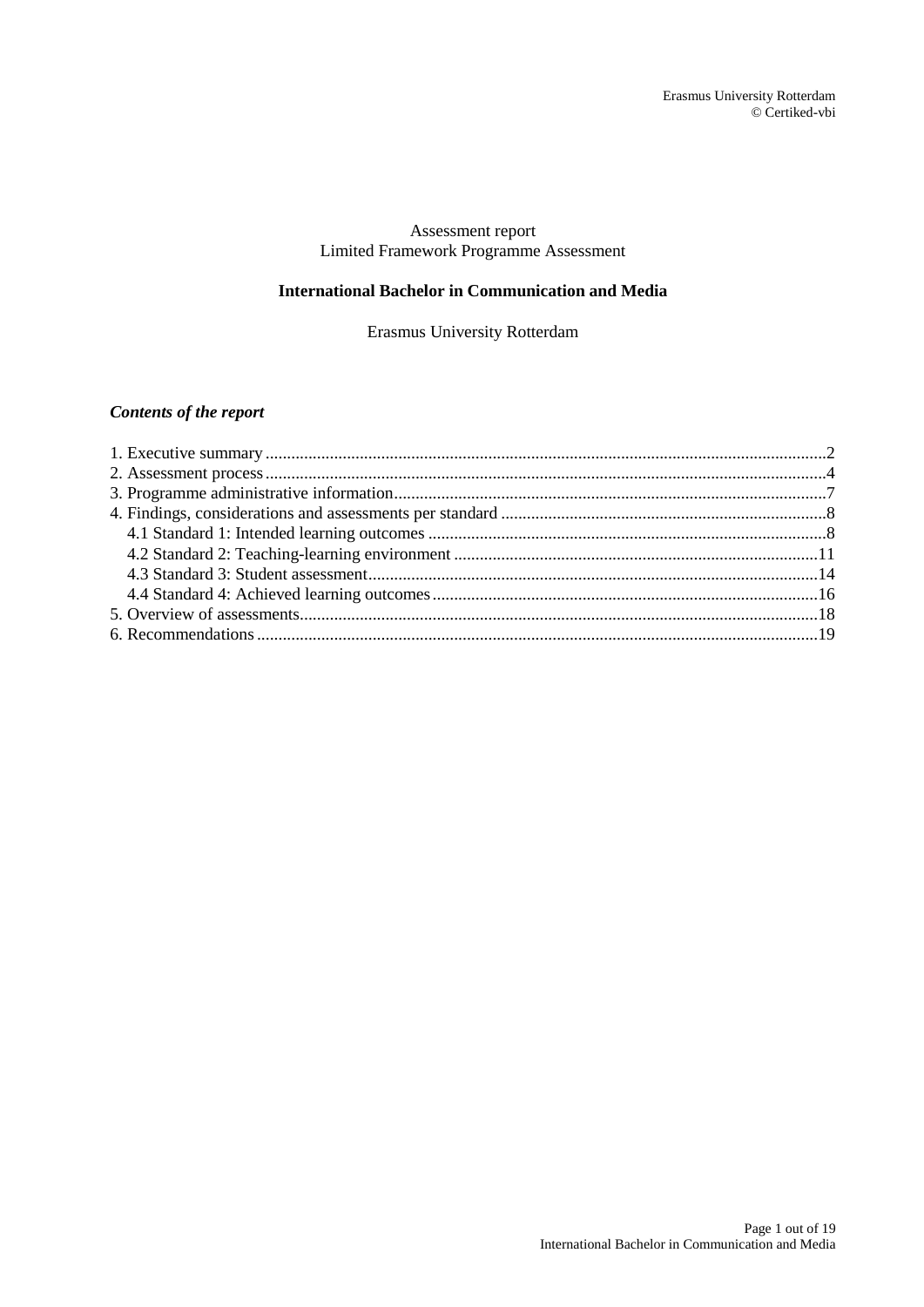Assessment report
Limited Framework Programme Assessment

**International Bachelor in Communication and Media**

Erasmus University Rotterdam

***Contents of the report***

1. Executive summary ... 2
2. Assessment process ... 4
3. Programme administrative information ... 7
4. Findings, considerations and assessments per standard ... 8
   - 4.1 Standard 1: Intended learning outcomes ... 8
   - 4.2 Standard 2: Teaching-learning environment ... 11
   - 4.3 Standard 3: Student assessment ... 14
   - 4.4 Standard 4: Achieved learning outcomes ... 16
5. Overview of assessments ... 18
6. Recommendations ... 19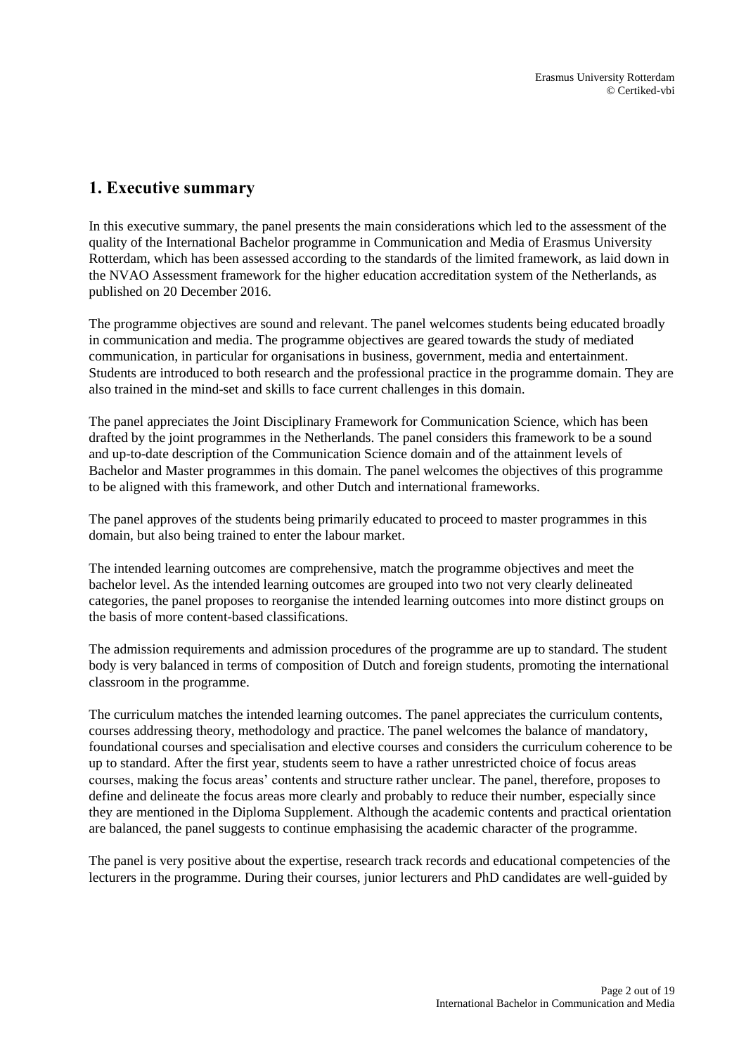# 1. Executive summary

In this executive summary, the panel presents the main considerations which led to the assessment of the quality of the International Bachelor programme in Communication and Media of Erasmus University Rotterdam, which has been assessed according to the standards of the limited framework, as laid down in the NVAO Assessment framework for the higher education accreditation system of the Netherlands, as published on 20 December 2016.

The programme objectives are sound and relevant. The panel welcomes students being educated broadly in communication and media. The programme objectives are geared towards the study of mediated communication, in particular for organisations in business, government, media and entertainment. Students are introduced to both research and the professional practice in the programme domain. They are also trained in the mind-set and skills to face current challenges in this domain.

The panel appreciates the Joint Disciplinary Framework for Communication Science, which has been drafted by the joint programmes in the Netherlands. The panel considers this framework to be a sound and up-to-date description of the Communication Science domain and of the attainment levels of Bachelor and Master programmes in this domain. The panel welcomes the objectives of this programme to be aligned with this framework, and other Dutch and international frameworks.

The panel approves of the students being primarily educated to proceed to master programmes in this domain, but also being trained to enter the labour market.

The intended learning outcomes are comprehensive, match the programme objectives and meet the bachelor level. As the intended learning outcomes are grouped into two not very clearly delineated categories, the panel proposes to reorganise the intended learning outcomes into more distinct groups on the basis of more content-based classifications.

The admission requirements and admission procedures of the programme are up to standard. The student body is very balanced in terms of composition of Dutch and foreign students, promoting the international classroom in the programme.

The curriculum matches the intended learning outcomes. The panel appreciates the curriculum contents, courses addressing theory, methodology and practice. The panel welcomes the balance of mandatory, foundational courses and specialisation and elective courses and considers the curriculum coherence to be up to standard. After the first year, students seem to have a rather unrestricted choice of focus areas courses, making the focus areas' contents and structure rather unclear. The panel, therefore, proposes to define and delineate the focus areas more clearly and probably to reduce their number, especially since they are mentioned in the Diploma Supplement. Although the academic contents and practical orientation are balanced, the panel suggests to continue emphasising the academic character of the programme.

The panel is very positive about the expertise, research track records and educational competencies of the lecturers in the programme. During their courses, junior lecturers and PhD candidates are well-guided by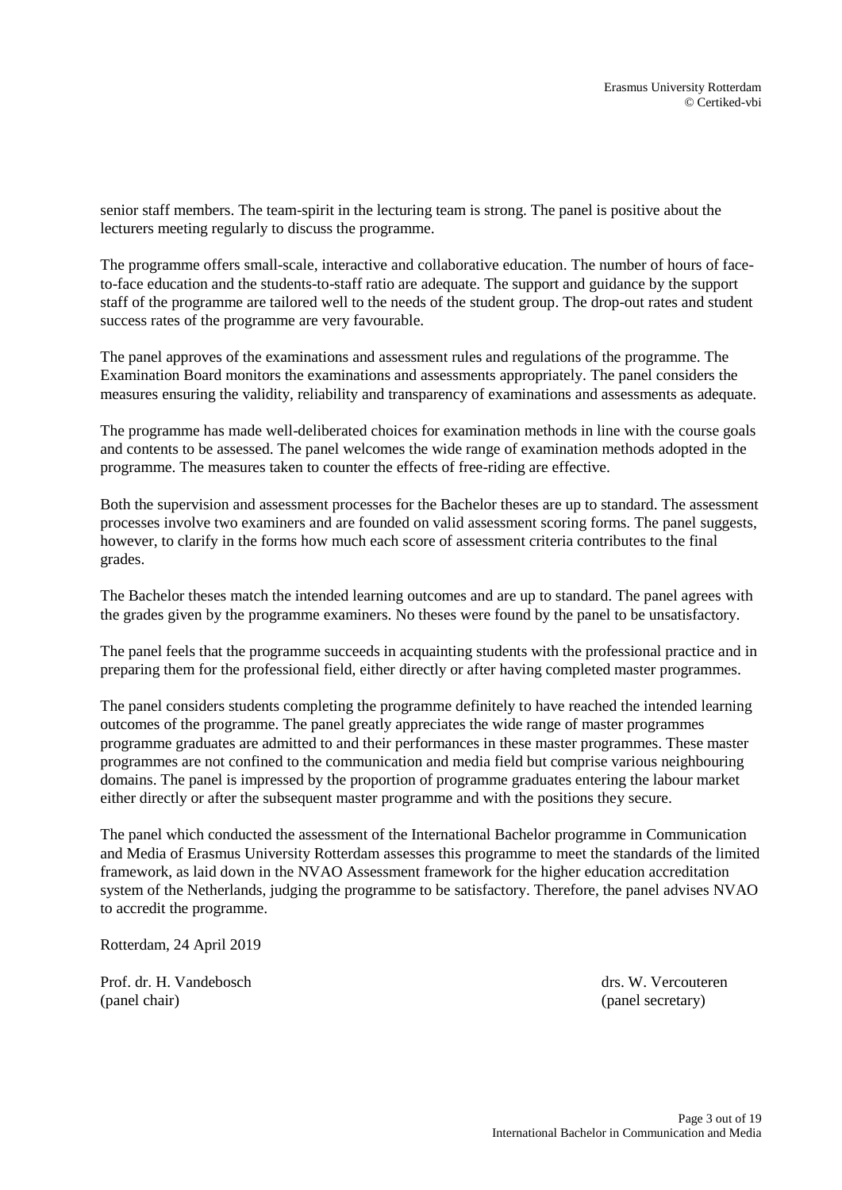senior staff members. The team-spirit in the lecturing team is strong. The panel is positive about the lecturers meeting regularly to discuss the programme.

The programme offers small-scale, interactive and collaborative education. The number of hours of face-to-face education and the students-to-staff ratio are adequate. The support and guidance by the support staff of the programme are tailored well to the needs of the student group. The drop-out rates and student success rates of the programme are very favourable.

The panel approves of the examinations and assessment rules and regulations of the programme. The Examination Board monitors the examinations and assessments appropriately. The panel considers the measures ensuring the validity, reliability and transparency of examinations and assessments as adequate.

The programme has made well-deliberated choices for examination methods in line with the course goals and contents to be assessed. The panel welcomes the wide range of examination methods adopted in the programme. The measures taken to counter the effects of free-riding are effective.

Both the supervision and assessment processes for the Bachelor theses are up to standard. The assessment processes involve two examiners and are founded on valid assessment scoring forms. The panel suggests, however, to clarify in the forms how much each score of assessment criteria contributes to the final grades.

The Bachelor theses match the intended learning outcomes and are up to standard. The panel agrees with the grades given by the programme examiners. No theses were found by the panel to be unsatisfactory.

The panel feels that the programme succeeds in acquainting students with the professional practice and in preparing them for the professional field, either directly or after having completed master programmes.

The panel considers students completing the programme definitely to have reached the intended learning outcomes of the programme. The panel greatly appreciates the wide range of master programmes programme graduates are admitted to and their performances in these master programmes. These master programmes are not confined to the communication and media field but comprise various neighbouring domains. The panel is impressed by the proportion of programme graduates entering the labour market either directly or after the subsequent master programme and with the positions they secure.

The panel which conducted the assessment of the International Bachelor programme in Communication and Media of Erasmus University Rotterdam assesses this programme to meet the standards of the limited framework, as laid down in the NVAO Assessment framework for the higher education accreditation system of the Netherlands, judging the programme to be satisfactory. Therefore, the panel advises NVAO to accredit the programme.

Rotterdam, 24 April 2019

Prof. dr. H. Vandebosch
(panel chair)

drs. W. Vercouteren
(panel secretary)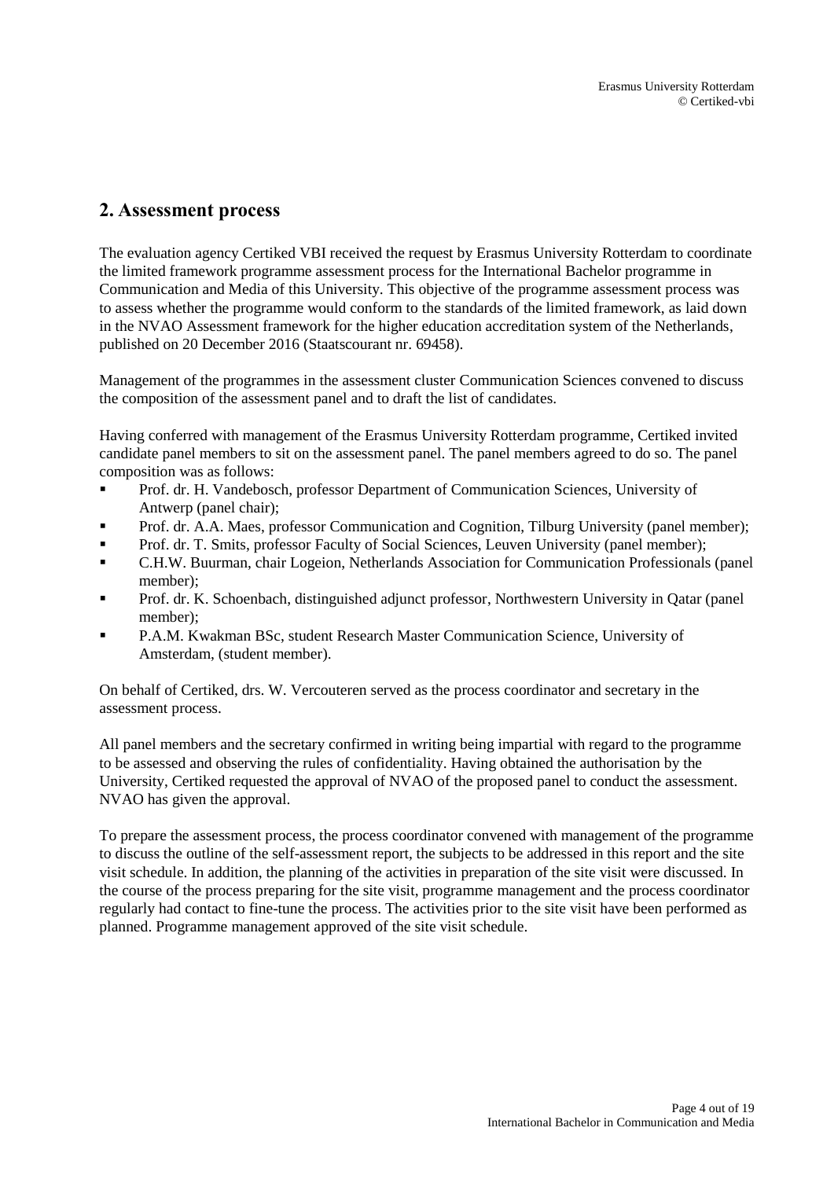## 2. Assessment process

The evaluation agency Certiked VBI received the request by Erasmus University Rotterdam to coordinate the limited framework programme assessment process for the International Bachelor programme in Communication and Media of this University. This objective of the programme assessment process was to assess whether the programme would conform to the standards of the limited framework, as laid down in the NVAO Assessment framework for the higher education accreditation system of the Netherlands, published on 20 December 2016 (Staatscourant nr. 69458).

Management of the programmes in the assessment cluster Communication Sciences convened to discuss the composition of the assessment panel and to draft the list of candidates.

Having conferred with management of the Erasmus University Rotterdam programme, Certiked invited candidate panel members to sit on the assessment panel. The panel members agreed to do so. The panel composition was as follows:

- Prof. dr. H. Vandebosch, professor Department of Communication Sciences, University of Antwerp (panel chair);
- Prof. dr. A.A. Maes, professor Communication and Cognition, Tilburg University (panel member);
- Prof. dr. T. Smits, professor Faculty of Social Sciences, Leuven University (panel member);
- C.H.W. Buurman, chair Logeion, Netherlands Association for Communication Professionals (panel member);
- Prof. dr. K. Schoenbach, distinguished adjunct professor, Northwestern University in Qatar (panel member);
- P.A.M. Kwakman BSc, student Research Master Communication Science, University of Amsterdam, (student member).

On behalf of Certiked, drs. W. Vercouteren served as the process coordinator and secretary in the assessment process.

All panel members and the secretary confirmed in writing being impartial with regard to the programme to be assessed and observing the rules of confidentiality. Having obtained the authorisation by the University, Certiked requested the approval of NVAO of the proposed panel to conduct the assessment. NVAO has given the approval.

To prepare the assessment process, the process coordinator convened with management of the programme to discuss the outline of the self-assessment report, the subjects to be addressed in this report and the site visit schedule. In addition, the planning of the activities in preparation of the site visit were discussed. In the course of the process preparing for the site visit, programme management and the process coordinator regularly had contact to fine-tune the process. The activities prior to the site visit have been performed as planned. Programme management approved of the site visit schedule.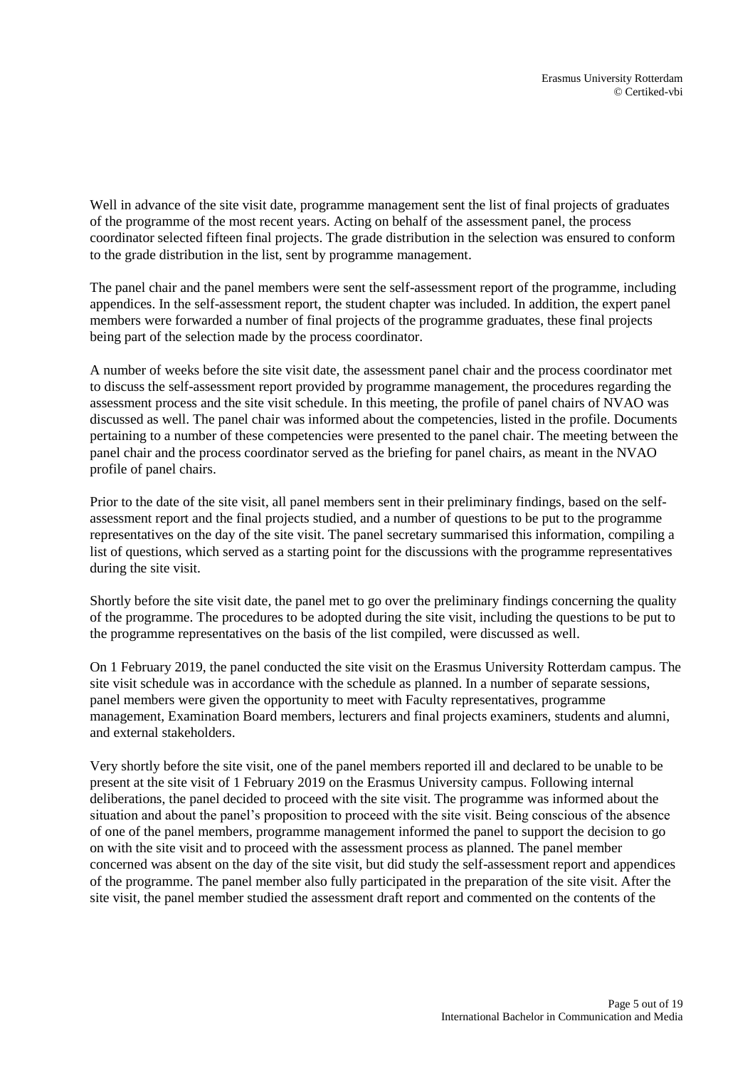Well in advance of the site visit date, programme management sent the list of final projects of graduates of the programme of the most recent years. Acting on behalf of the assessment panel, the process coordinator selected fifteen final projects. The grade distribution in the selection was ensured to conform to the grade distribution in the list, sent by programme management.

The panel chair and the panel members were sent the self-assessment report of the programme, including appendices. In the self-assessment report, the student chapter was included. In addition, the expert panel members were forwarded a number of final projects of the programme graduates, these final projects being part of the selection made by the process coordinator.

A number of weeks before the site visit date, the assessment panel chair and the process coordinator met to discuss the self-assessment report provided by programme management, the procedures regarding the assessment process and the site visit schedule. In this meeting, the profile of panel chairs of NVAO was discussed as well. The panel chair was informed about the competencies, listed in the profile. Documents pertaining to a number of these competencies were presented to the panel chair. The meeting between the panel chair and the process coordinator served as the briefing for panel chairs, as meant in the NVAO profile of panel chairs.

Prior to the date of the site visit, all panel members sent in their preliminary findings, based on the self-assessment report and the final projects studied, and a number of questions to be put to the programme representatives on the day of the site visit. The panel secretary summarised this information, compiling a list of questions, which served as a starting point for the discussions with the programme representatives during the site visit.

Shortly before the site visit date, the panel met to go over the preliminary findings concerning the quality of the programme. The procedures to be adopted during the site visit, including the questions to be put to the programme representatives on the basis of the list compiled, were discussed as well.

On 1 February 2019, the panel conducted the site visit on the Erasmus University Rotterdam campus. The site visit schedule was in accordance with the schedule as planned. In a number of separate sessions, panel members were given the opportunity to meet with Faculty representatives, programme management, Examination Board members, lecturers and final projects examiners, students and alumni, and external stakeholders.

Very shortly before the site visit, one of the panel members reported ill and declared to be unable to be present at the site visit of 1 February 2019 on the Erasmus University campus. Following internal deliberations, the panel decided to proceed with the site visit. The programme was informed about the situation and about the panel's proposition to proceed with the site visit. Being conscious of the absence of one of the panel members, programme management informed the panel to support the decision to go on with the site visit and to proceed with the assessment process as planned. The panel member concerned was absent on the day of the site visit, but did study the self-assessment report and appendices of the programme. The panel member also fully participated in the preparation of the site visit. After the site visit, the panel member studied the assessment draft report and commented on the contents of the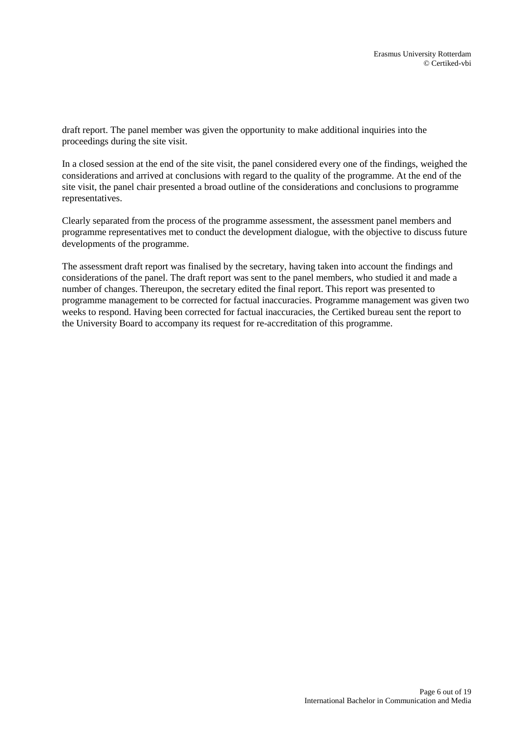draft report. The panel member was given the opportunity to make additional inquiries into the proceedings during the site visit.

In a closed session at the end of the site visit, the panel considered every one of the findings, weighed the considerations and arrived at conclusions with regard to the quality of the programme. At the end of the site visit, the panel chair presented a broad outline of the considerations and conclusions to programme representatives.

Clearly separated from the process of the programme assessment, the assessment panel members and programme representatives met to conduct the development dialogue, with the objective to discuss future developments of the programme.

The assessment draft report was finalised by the secretary, having taken into account the findings and considerations of the panel. The draft report was sent to the panel members, who studied it and made a number of changes. Thereupon, the secretary edited the final report. This report was presented to programme management to be corrected for factual inaccuracies. Programme management was given two weeks to respond. Having been corrected for factual inaccuracies, the Certiked bureau sent the report to the University Board to accompany its request for re-accreditation of this programme.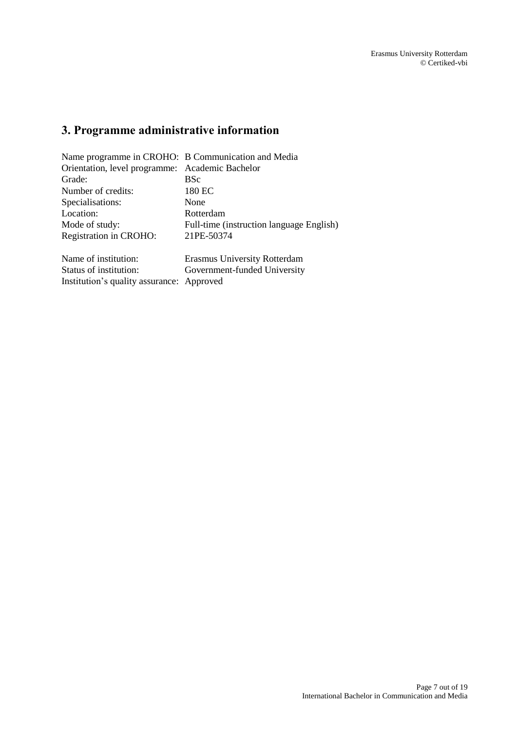## 3. Programme administrative information

Name programme in CROHO: B Communication and Media
Orientation, level programme: Academic Bachelor
Grade: BSc
Number of credits: 180 EC
Specialisations: None
Location: Rotterdam
Mode of study: Full-time (instruction language English)
Registration in CROHO: 21PE-50374

Name of institution: Erasmus University Rotterdam
Status of institution: Government-funded University
Institution's quality assurance: Approved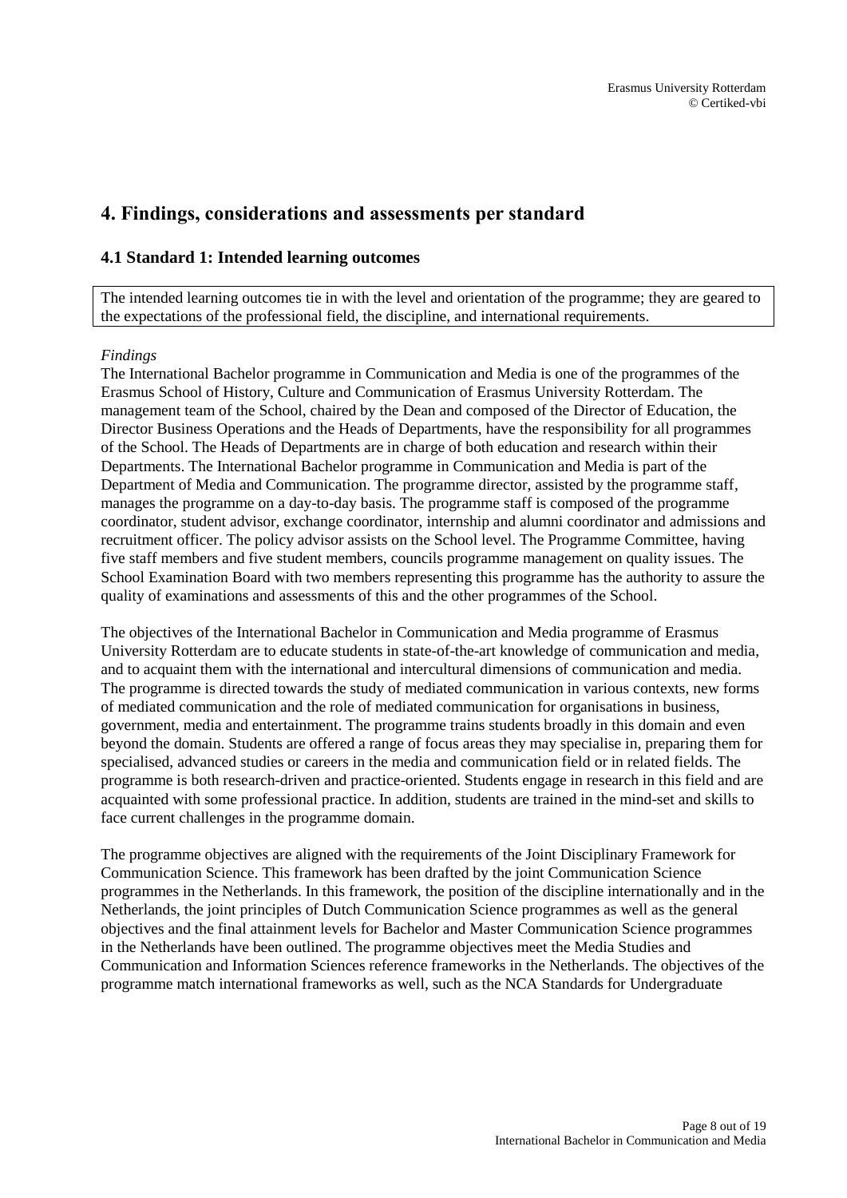# 4. Findings, considerations and assessments per standard

## 4.1 Standard 1: Intended learning outcomes

The intended learning outcomes tie in with the level and orientation of the programme; they are geared to the expectations of the professional field, the discipline, and international requirements.

*Findings*

The International Bachelor programme in Communication and Media is one of the programmes of the Erasmus School of History, Culture and Communication of Erasmus University Rotterdam. The management team of the School, chaired by the Dean and composed of the Director of Education, the Director Business Operations and the Heads of Departments, have the responsibility for all programmes of the School. The Heads of Departments are in charge of both education and research within their Departments. The International Bachelor programme in Communication and Media is part of the Department of Media and Communication. The programme director, assisted by the programme staff, manages the programme on a day-to-day basis. The programme staff is composed of the programme coordinator, student advisor, exchange coordinator, internship and alumni coordinator and admissions and recruitment officer. The policy advisor assists on the School level. The Programme Committee, having five staff members and five student members, councils programme management on quality issues. The School Examination Board with two members representing this programme has the authority to assure the quality of examinations and assessments of this and the other programmes of the School.

The objectives of the International Bachelor in Communication and Media programme of Erasmus University Rotterdam are to educate students in state-of-the-art knowledge of communication and media, and to acquaint them with the international and intercultural dimensions of communication and media. The programme is directed towards the study of mediated communication in various contexts, new forms of mediated communication and the role of mediated communication for organisations in business, government, media and entertainment. The programme trains students broadly in this domain and even beyond the domain. Students are offered a range of focus areas they may specialise in, preparing them for specialised, advanced studies or careers in the media and communication field or in related fields. The programme is both research-driven and practice-oriented. Students engage in research in this field and are acquainted with some professional practice. In addition, students are trained in the mind-set and skills to face current challenges in the programme domain.

The programme objectives are aligned with the requirements of the Joint Disciplinary Framework for Communication Science. This framework has been drafted by the joint Communication Science programmes in the Netherlands. In this framework, the position of the discipline internationally and in the Netherlands, the joint principles of Dutch Communication Science programmes as well as the general objectives and the final attainment levels for Bachelor and Master Communication Science programmes in the Netherlands have been outlined. The programme objectives meet the Media Studies and Communication and Information Sciences reference frameworks in the Netherlands. The objectives of the programme match international frameworks as well, such as the NCA Standards for Undergraduate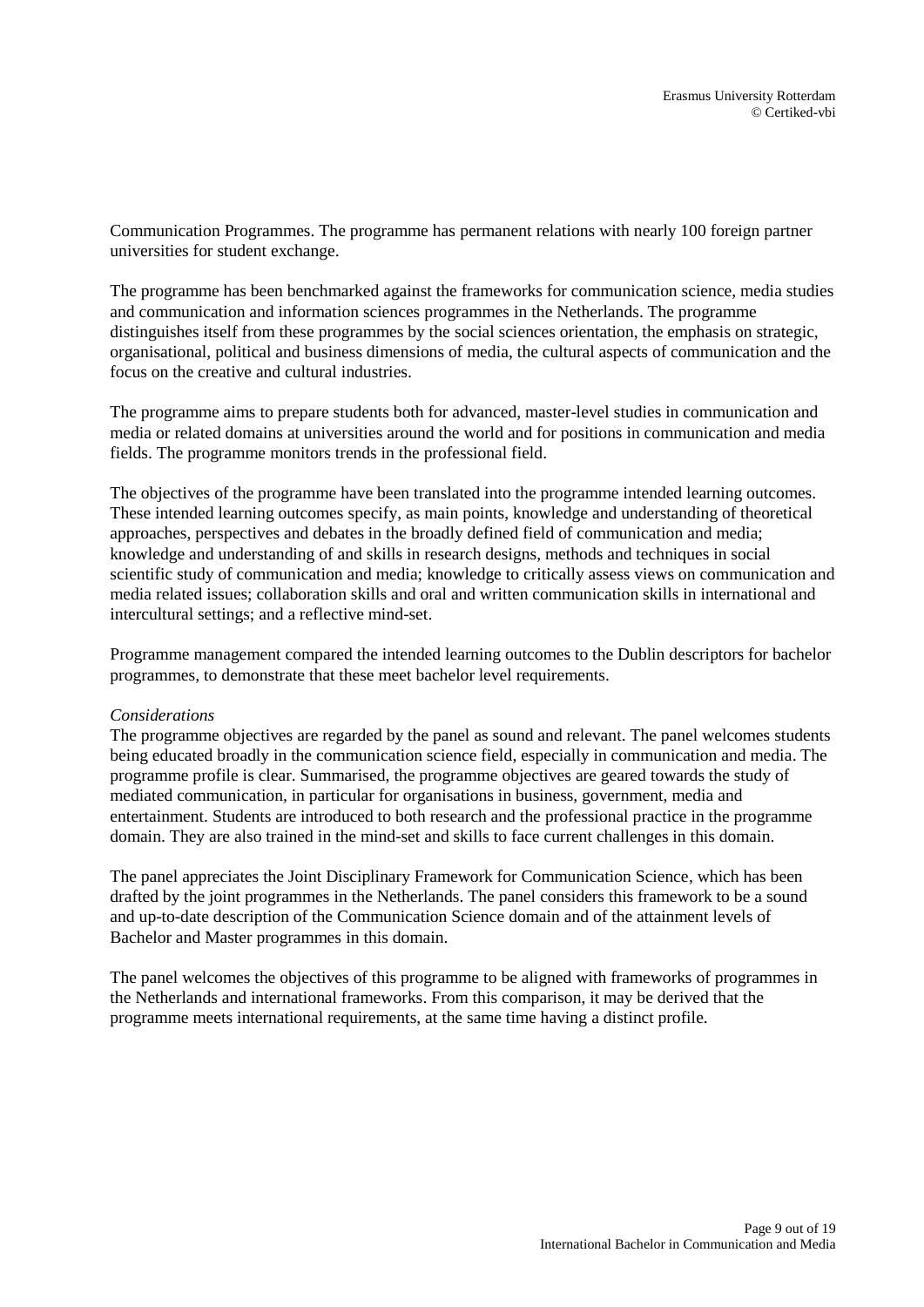Communication Programmes. The programme has permanent relations with nearly 100 foreign partner universities for student exchange.

The programme has been benchmarked against the frameworks for communication science, media studies and communication and information sciences programmes in the Netherlands. The programme distinguishes itself from these programmes by the social sciences orientation, the emphasis on strategic, organisational, political and business dimensions of media, the cultural aspects of communication and the focus on the creative and cultural industries.

The programme aims to prepare students both for advanced, master-level studies in communication and media or related domains at universities around the world and for positions in communication and media fields. The programme monitors trends in the professional field.

The objectives of the programme have been translated into the programme intended learning outcomes. These intended learning outcomes specify, as main points, knowledge and understanding of theoretical approaches, perspectives and debates in the broadly defined field of communication and media; knowledge and understanding of and skills in research designs, methods and techniques in social scientific study of communication and media; knowledge to critically assess views on communication and media related issues; collaboration skills and oral and written communication skills in international and intercultural settings; and a reflective mind-set.

Programme management compared the intended learning outcomes to the Dublin descriptors for bachelor programmes, to demonstrate that these meet bachelor level requirements.

*Considerations*

The programme objectives are regarded by the panel as sound and relevant. The panel welcomes students being educated broadly in the communication science field, especially in communication and media. The programme profile is clear. Summarised, the programme objectives are geared towards the study of mediated communication, in particular for organisations in business, government, media and entertainment. Students are introduced to both research and the professional practice in the programme domain. They are also trained in the mind-set and skills to face current challenges in this domain.

The panel appreciates the Joint Disciplinary Framework for Communication Science, which has been drafted by the joint programmes in the Netherlands. The panel considers this framework to be a sound and up-to-date description of the Communication Science domain and of the attainment levels of Bachelor and Master programmes in this domain.

The panel welcomes the objectives of this programme to be aligned with frameworks of programmes in the Netherlands and international frameworks. From this comparison, it may be derived that the programme meets international requirements, at the same time having a distinct profile.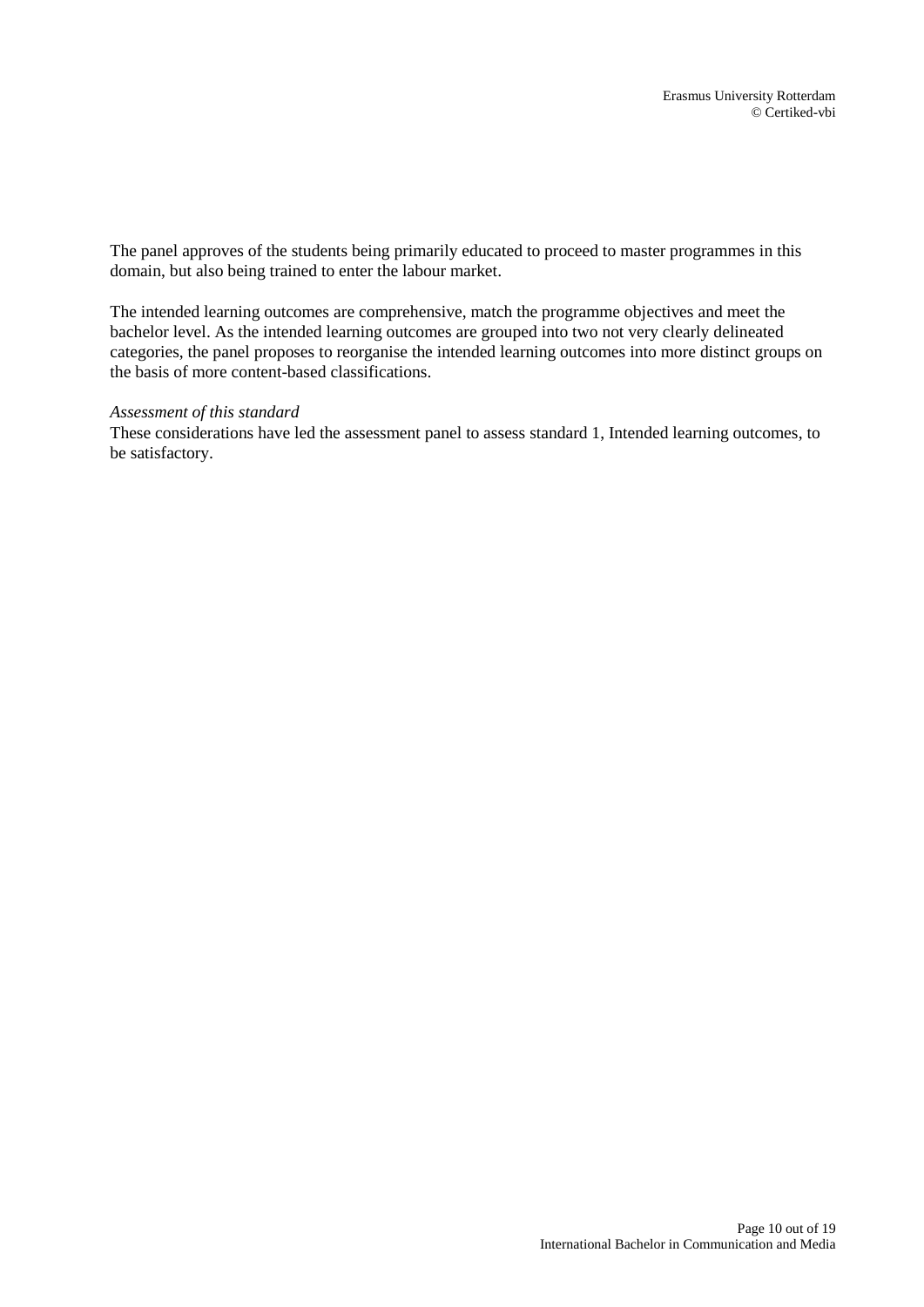The panel approves of the students being primarily educated to proceed to master programmes in this domain, but also being trained to enter the labour market.

The intended learning outcomes are comprehensive, match the programme objectives and meet the bachelor level. As the intended learning outcomes are grouped into two not very clearly delineated categories, the panel proposes to reorganise the intended learning outcomes into more distinct groups on the basis of more content-based classifications.

*Assessment of this standard*
These considerations have led the assessment panel to assess standard 1, Intended learning outcomes, to be satisfactory.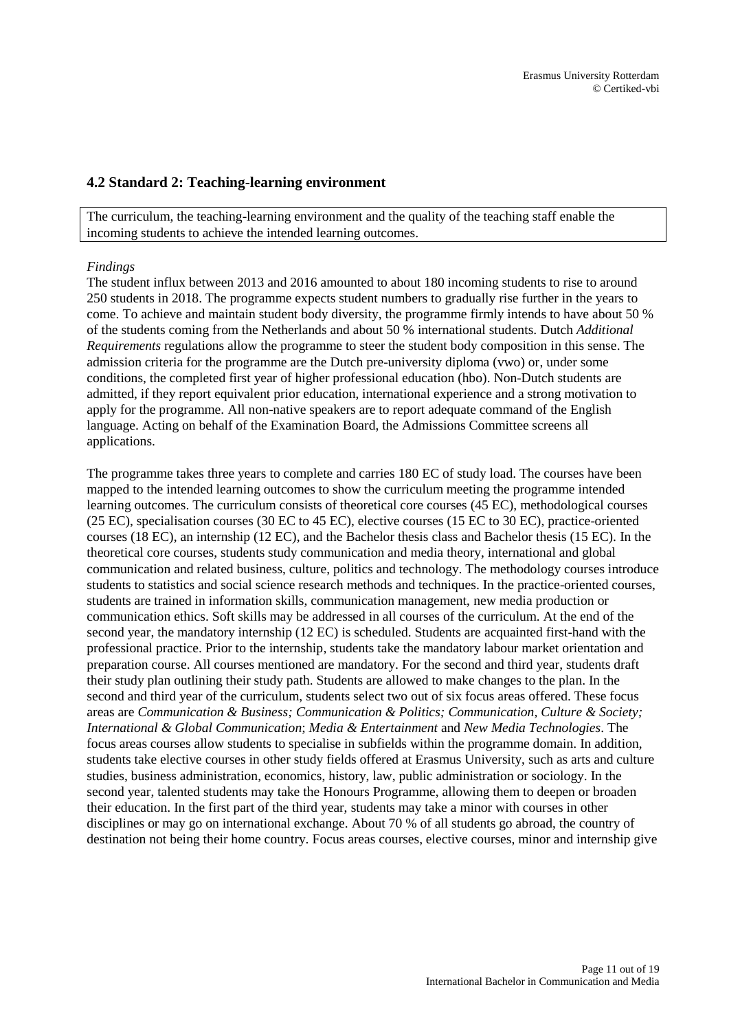## 4.2 Standard 2: Teaching-learning environment

The curriculum, the teaching-learning environment and the quality of the teaching staff enable the incoming students to achieve the intended learning outcomes.

*Findings*

The student influx between 2013 and 2016 amounted to about 180 incoming students to rise to around 250 students in 2018. The programme expects student numbers to gradually rise further in the years to come. To achieve and maintain student body diversity, the programme firmly intends to have about 50 % of the students coming from the Netherlands and about 50 % international students. Dutch *Additional Requirements* regulations allow the programme to steer the student body composition in this sense. The admission criteria for the programme are the Dutch pre-university diploma (vwo) or, under some conditions, the completed first year of higher professional education (hbo). Non-Dutch students are admitted, if they report equivalent prior education, international experience and a strong motivation to apply for the programme. All non-native speakers are to report adequate command of the English language. Acting on behalf of the Examination Board, the Admissions Committee screens all applications.

The programme takes three years to complete and carries 180 EC of study load. The courses have been mapped to the intended learning outcomes to show the curriculum meeting the programme intended learning outcomes. The curriculum consists of theoretical core courses (45 EC), methodological courses (25 EC), specialisation courses (30 EC to 45 EC), elective courses (15 EC to 30 EC), practice-oriented courses (18 EC), an internship (12 EC), and the Bachelor thesis class and Bachelor thesis (15 EC). In the theoretical core courses, students study communication and media theory, international and global communication and related business, culture, politics and technology. The methodology courses introduce students to statistics and social science research methods and techniques. In the practice-oriented courses, students are trained in information skills, communication management, new media production or communication ethics. Soft skills may be addressed in all courses of the curriculum. At the end of the second year, the mandatory internship (12 EC) is scheduled. Students are acquainted first-hand with the professional practice. Prior to the internship, students take the mandatory labour market orientation and preparation course. All courses mentioned are mandatory. For the second and third year, students draft their study plan outlining their study path. Students are allowed to make changes to the plan. In the second and third year of the curriculum, students select two out of six focus areas offered. These focus areas are *Communication & Business; Communication & Politics; Communication, Culture & Society; International & Global Communication*; *Media & Entertainment* and *New Media Technologies*. The focus areas courses allow students to specialise in subfields within the programme domain. In addition, students take elective courses in other study fields offered at Erasmus University, such as arts and culture studies, business administration, economics, history, law, public administration or sociology. In the second year, talented students may take the Honours Programme, allowing them to deepen or broaden their education. In the first part of the third year, students may take a minor with courses in other disciplines or may go on international exchange. About 70 % of all students go abroad, the country of destination not being their home country. Focus areas courses, elective courses, minor and internship give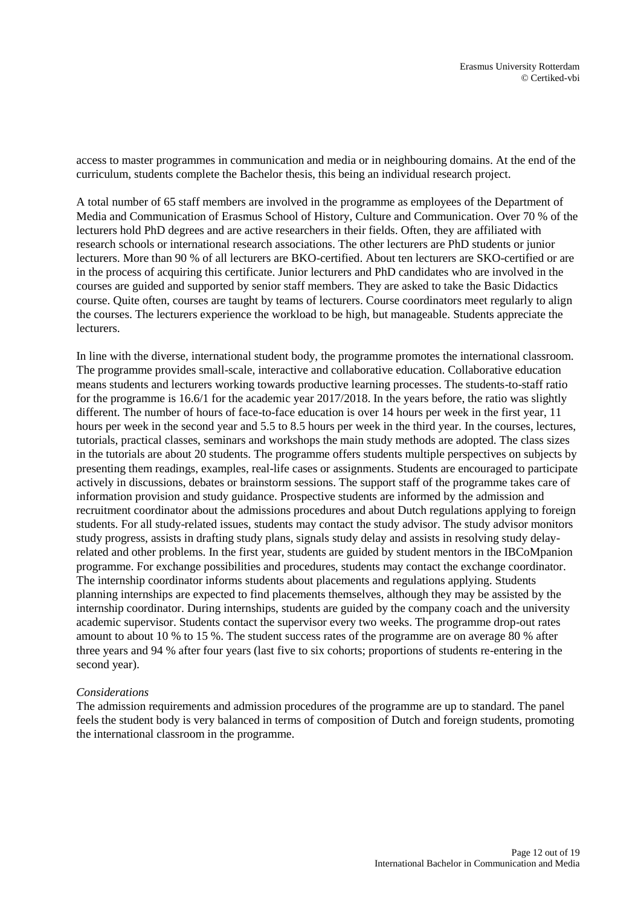access to master programmes in communication and media or in neighbouring domains. At the end of the curriculum, students complete the Bachelor thesis, this being an individual research project.

A total number of 65 staff members are involved in the programme as employees of the Department of Media and Communication of Erasmus School of History, Culture and Communication. Over 70 % of the lecturers hold PhD degrees and are active researchers in their fields. Often, they are affiliated with research schools or international research associations. The other lecturers are PhD students or junior lecturers. More than 90 % of all lecturers are BKO-certified. About ten lecturers are SKO-certified or are in the process of acquiring this certificate. Junior lecturers and PhD candidates who are involved in the courses are guided and supported by senior staff members. They are asked to take the Basic Didactics course. Quite often, courses are taught by teams of lecturers. Course coordinators meet regularly to align the courses. The lecturers experience the workload to be high, but manageable. Students appreciate the lecturers.

In line with the diverse, international student body, the programme promotes the international classroom. The programme provides small-scale, interactive and collaborative education. Collaborative education means students and lecturers working towards productive learning processes. The students-to-staff ratio for the programme is 16.6/1 for the academic year 2017/2018. In the years before, the ratio was slightly different. The number of hours of face-to-face education is over 14 hours per week in the first year, 11 hours per week in the second year and 5.5 to 8.5 hours per week in the third year. In the courses, lectures, tutorials, practical classes, seminars and workshops the main study methods are adopted. The class sizes in the tutorials are about 20 students. The programme offers students multiple perspectives on subjects by presenting them readings, examples, real-life cases or assignments. Students are encouraged to participate actively in discussions, debates or brainstorm sessions. The support staff of the programme takes care of information provision and study guidance. Prospective students are informed by the admission and recruitment coordinator about the admissions procedures and about Dutch regulations applying to foreign students. For all study-related issues, students may contact the study advisor. The study advisor monitors study progress, assists in drafting study plans, signals study delay and assists in resolving study delay-related and other problems. In the first year, students are guided by student mentors in the IBCoMpanion programme. For exchange possibilities and procedures, students may contact the exchange coordinator. The internship coordinator informs students about placements and regulations applying. Students planning internships are expected to find placements themselves, although they may be assisted by the internship coordinator. During internships, students are guided by the company coach and the university academic supervisor. Students contact the supervisor every two weeks. The programme drop-out rates amount to about 10 % to 15 %. The student success rates of the programme are on average 80 % after three years and 94 % after four years (last five to six cohorts; proportions of students re-entering in the second year).

*Considerations*

The admission requirements and admission procedures of the programme are up to standard. The panel feels the student body is very balanced in terms of composition of Dutch and foreign students, promoting the international classroom in the programme.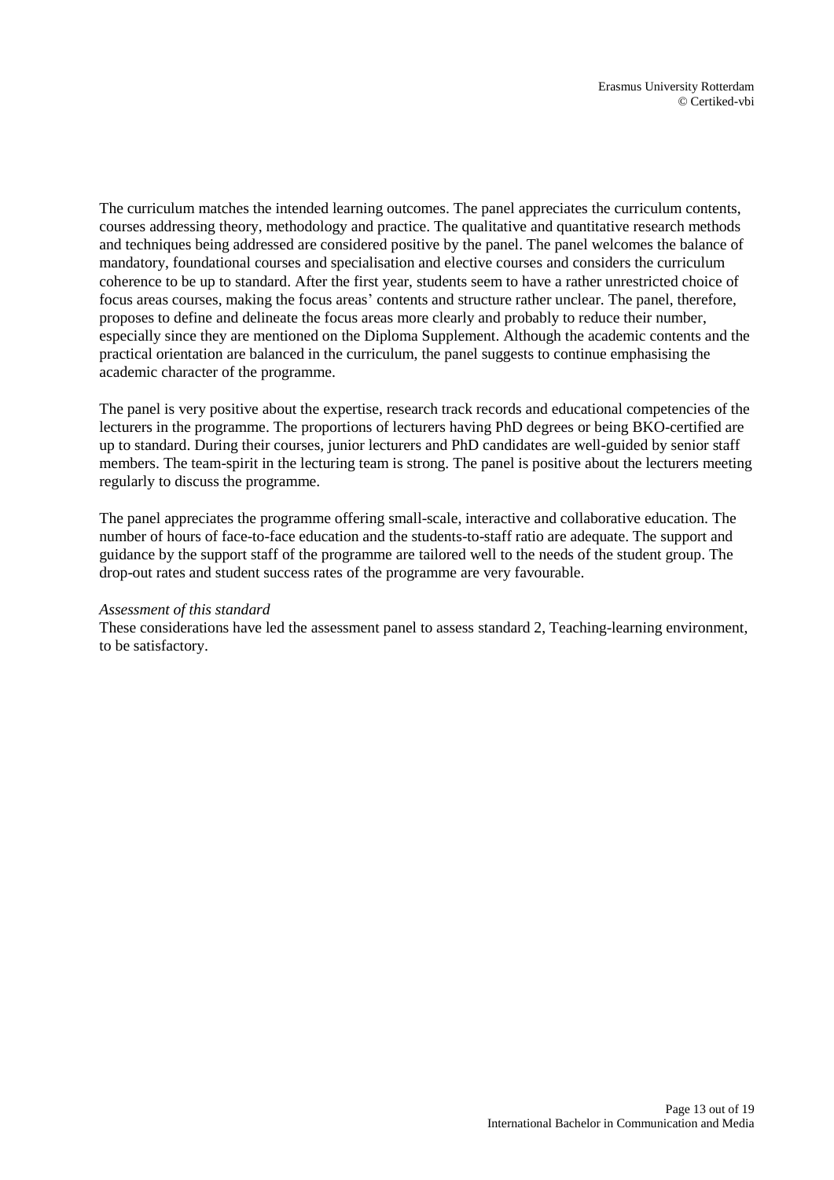The curriculum matches the intended learning outcomes. The panel appreciates the curriculum contents, courses addressing theory, methodology and practice. The qualitative and quantitative research methods and techniques being addressed are considered positive by the panel. The panel welcomes the balance of mandatory, foundational courses and specialisation and elective courses and considers the curriculum coherence to be up to standard. After the first year, students seem to have a rather unrestricted choice of focus areas courses, making the focus areas' contents and structure rather unclear. The panel, therefore, proposes to define and delineate the focus areas more clearly and probably to reduce their number, especially since they are mentioned on the Diploma Supplement. Although the academic contents and the practical orientation are balanced in the curriculum, the panel suggests to continue emphasising the academic character of the programme.

The panel is very positive about the expertise, research track records and educational competencies of the lecturers in the programme. The proportions of lecturers having PhD degrees or being BKO-certified are up to standard. During their courses, junior lecturers and PhD candidates are well-guided by senior staff members. The team-spirit in the lecturing team is strong. The panel is positive about the lecturers meeting regularly to discuss the programme.

The panel appreciates the programme offering small-scale, interactive and collaborative education. The number of hours of face-to-face education and the students-to-staff ratio are adequate. The support and guidance by the support staff of the programme are tailored well to the needs of the student group. The drop-out rates and student success rates of the programme are very favourable.

*Assessment of this standard*

These considerations have led the assessment panel to assess standard 2, Teaching-learning environment, to be satisfactory.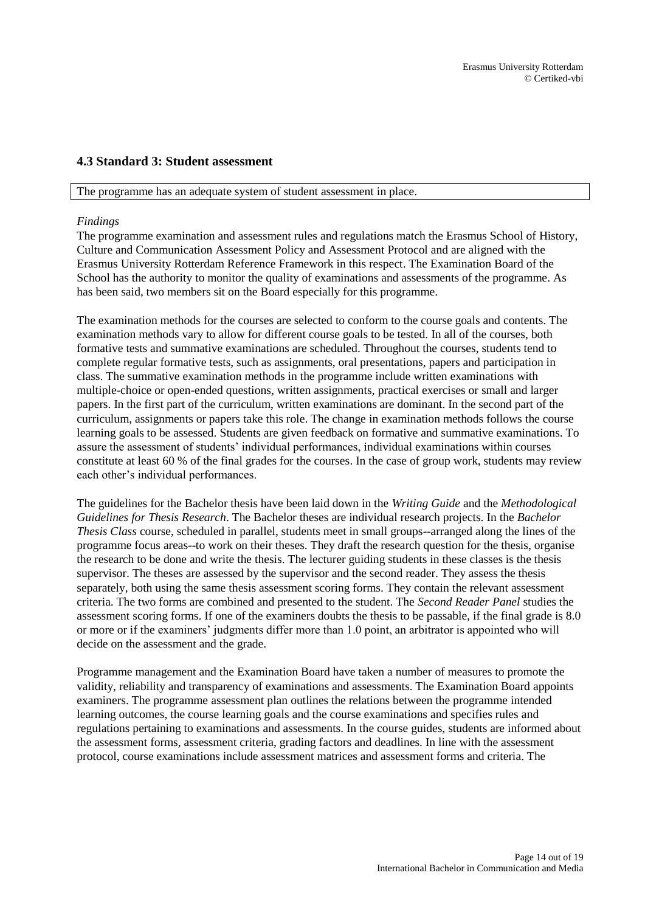## 4.3 Standard 3: Student assessment

The programme has an adequate system of student assessment in place.

*Findings*

The programme examination and assessment rules and regulations match the Erasmus School of History, Culture and Communication Assessment Policy and Assessment Protocol and are aligned with the Erasmus University Rotterdam Reference Framework in this respect. The Examination Board of the School has the authority to monitor the quality of examinations and assessments of the programme. As has been said, two members sit on the Board especially for this programme.

The examination methods for the courses are selected to conform to the course goals and contents. The examination methods vary to allow for different course goals to be tested. In all of the courses, both formative tests and summative examinations are scheduled. Throughout the courses, students tend to complete regular formative tests, such as assignments, oral presentations, papers and participation in class. The summative examination methods in the programme include written examinations with multiple-choice or open-ended questions, written assignments, practical exercises or small and larger papers. In the first part of the curriculum, written examinations are dominant. In the second part of the curriculum, assignments or papers take this role. The change in examination methods follows the course learning goals to be assessed. Students are given feedback on formative and summative examinations. To assure the assessment of students' individual performances, individual examinations within courses constitute at least 60 % of the final grades for the courses. In the case of group work, students may review each other's individual performances.

The guidelines for the Bachelor thesis have been laid down in the *Writing Guide* and the *Methodological Guidelines for Thesis Research*. The Bachelor theses are individual research projects. In the *Bachelor Thesis Class* course, scheduled in parallel, students meet in small groups--arranged along the lines of the programme focus areas--to work on their theses. They draft the research question for the thesis, organise the research to be done and write the thesis. The lecturer guiding students in these classes is the thesis supervisor. The theses are assessed by the supervisor and the second reader. They assess the thesis separately, both using the same thesis assessment scoring forms. They contain the relevant assessment criteria. The two forms are combined and presented to the student. The *Second Reader Panel* studies the assessment scoring forms. If one of the examiners doubts the thesis to be passable, if the final grade is 8.0 or more or if the examiners' judgments differ more than 1.0 point, an arbitrator is appointed who will decide on the assessment and the grade.

Programme management and the Examination Board have taken a number of measures to promote the validity, reliability and transparency of examinations and assessments. The Examination Board appoints examiners. The programme assessment plan outlines the relations between the programme intended learning outcomes, the course learning goals and the course examinations and specifies rules and regulations pertaining to examinations and assessments. In the course guides, students are informed about the assessment forms, assessment criteria, grading factors and deadlines. In line with the assessment protocol, course examinations include assessment matrices and assessment forms and criteria. The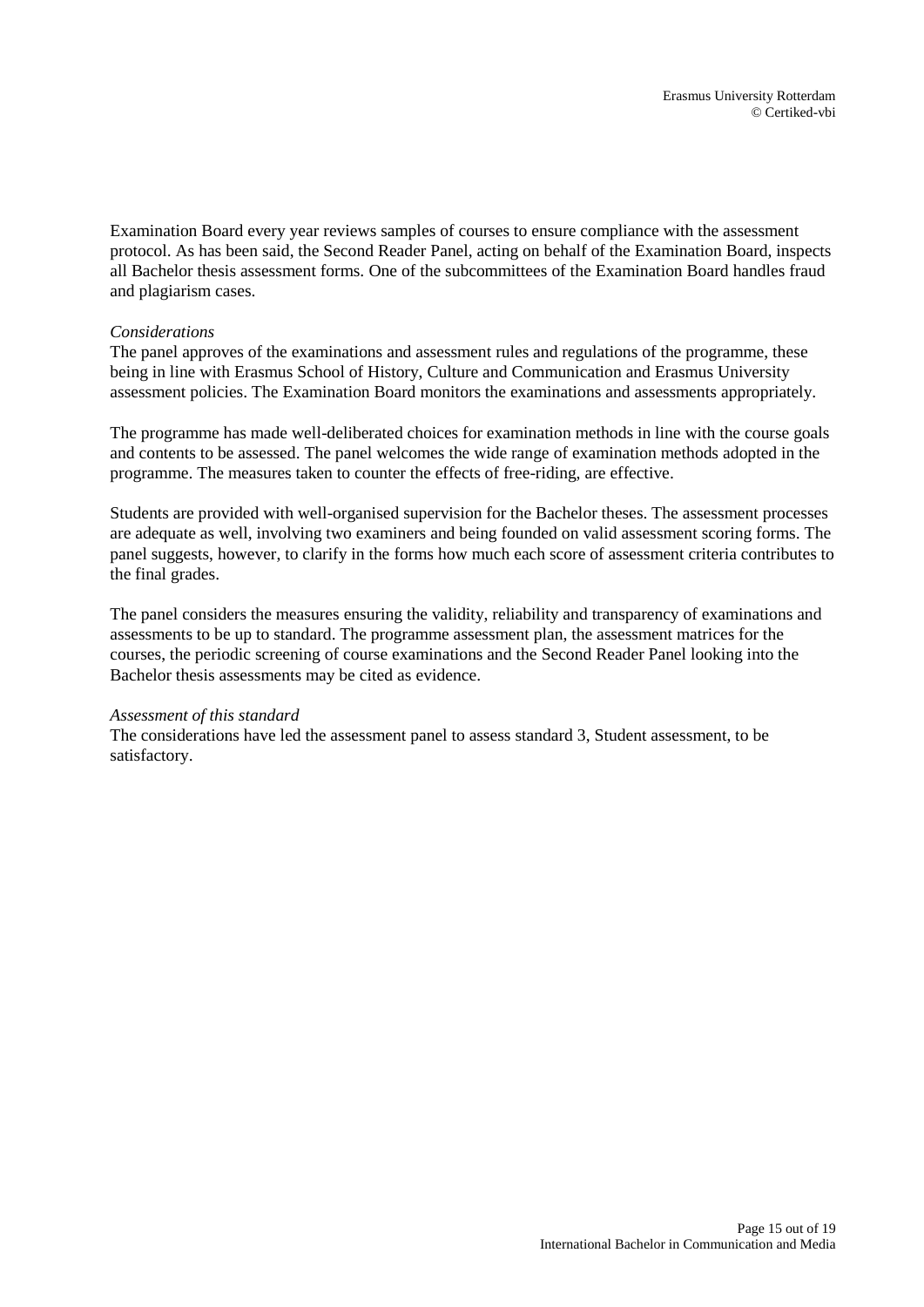Examination Board every year reviews samples of courses to ensure compliance with the assessment protocol. As has been said, the Second Reader Panel, acting on behalf of the Examination Board, inspects all Bachelor thesis assessment forms. One of the subcommittees of the Examination Board handles fraud and plagiarism cases.

*Considerations*

The panel approves of the examinations and assessment rules and regulations of the programme, these being in line with Erasmus School of History, Culture and Communication and Erasmus University assessment policies. The Examination Board monitors the examinations and assessments appropriately.

The programme has made well-deliberated choices for examination methods in line with the course goals and contents to be assessed. The panel welcomes the wide range of examination methods adopted in the programme. The measures taken to counter the effects of free-riding, are effective.

Students are provided with well-organised supervision for the Bachelor theses. The assessment processes are adequate as well, involving two examiners and being founded on valid assessment scoring forms. The panel suggests, however, to clarify in the forms how much each score of assessment criteria contributes to the final grades.

The panel considers the measures ensuring the validity, reliability and transparency of examinations and assessments to be up to standard. The programme assessment plan, the assessment matrices for the courses, the periodic screening of course examinations and the Second Reader Panel looking into the Bachelor thesis assessments may be cited as evidence.

*Assessment of this standard*

The considerations have led the assessment panel to assess standard 3, Student assessment, to be satisfactory.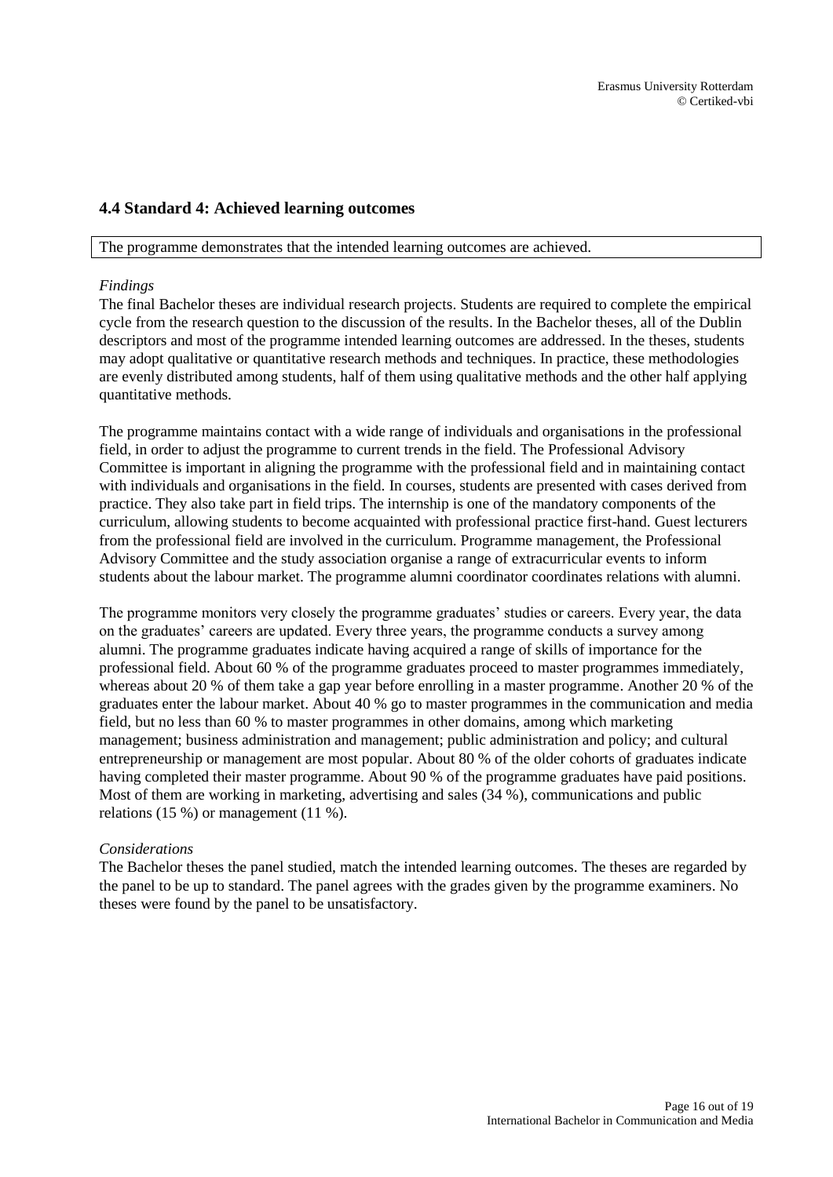## 4.4 Standard 4: Achieved learning outcomes

The programme demonstrates that the intended learning outcomes are achieved.

*Findings*

The final Bachelor theses are individual research projects. Students are required to complete the empirical cycle from the research question to the discussion of the results. In the Bachelor theses, all of the Dublin descriptors and most of the programme intended learning outcomes are addressed. In the theses, students may adopt qualitative or quantitative research methods and techniques. In practice, these methodologies are evenly distributed among students, half of them using qualitative methods and the other half applying quantitative methods.

The programme maintains contact with a wide range of individuals and organisations in the professional field, in order to adjust the programme to current trends in the field. The Professional Advisory Committee is important in aligning the programme with the professional field and in maintaining contact with individuals and organisations in the field. In courses, students are presented with cases derived from practice. They also take part in field trips. The internship is one of the mandatory components of the curriculum, allowing students to become acquainted with professional practice first-hand. Guest lecturers from the professional field are involved in the curriculum. Programme management, the Professional Advisory Committee and the study association organise a range of extracurricular events to inform students about the labour market. The programme alumni coordinator coordinates relations with alumni.

The programme monitors very closely the programme graduates' studies or careers. Every year, the data on the graduates' careers are updated. Every three years, the programme conducts a survey among alumni. The programme graduates indicate having acquired a range of skills of importance for the professional field. About 60 % of the programme graduates proceed to master programmes immediately, whereas about 20 % of them take a gap year before enrolling in a master programme. Another 20 % of the graduates enter the labour market. About 40 % go to master programmes in the communication and media field, but no less than 60 % to master programmes in other domains, among which marketing management; business administration and management; public administration and policy; and cultural entrepreneurship or management are most popular. About 80 % of the older cohorts of graduates indicate having completed their master programme. About 90 % of the programme graduates have paid positions. Most of them are working in marketing, advertising and sales (34 %), communications and public relations (15 %) or management (11 %).

*Considerations*

The Bachelor theses the panel studied, match the intended learning outcomes. The theses are regarded by the panel to be up to standard. The panel agrees with the grades given by the programme examiners. No theses were found by the panel to be unsatisfactory.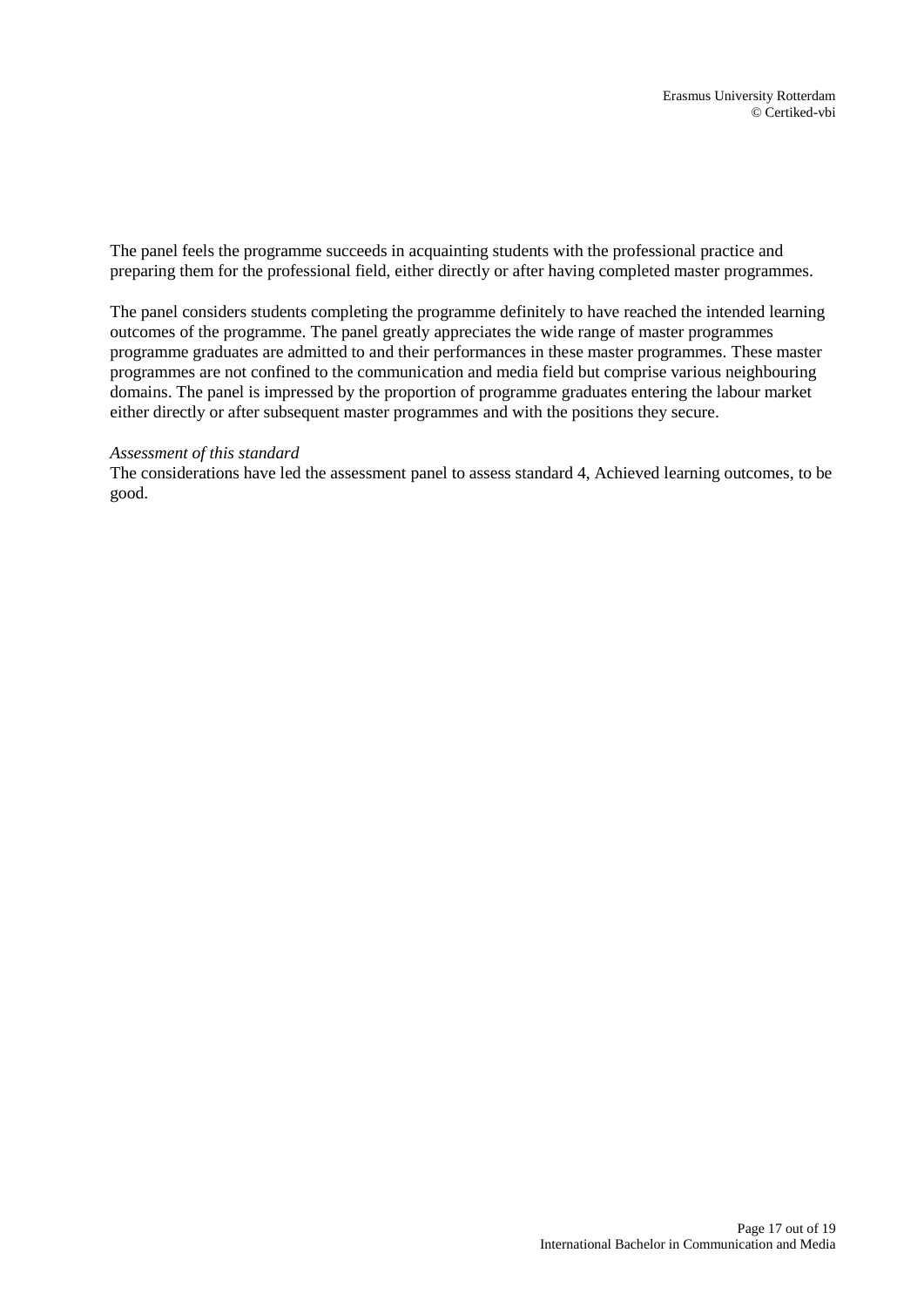The panel feels the programme succeeds in acquainting students with the professional practice and preparing them for the professional field, either directly or after having completed master programmes.

The panel considers students completing the programme definitely to have reached the intended learning outcomes of the programme. The panel greatly appreciates the wide range of master programmes programme graduates are admitted to and their performances in these master programmes. These master programmes are not confined to the communication and media field but comprise various neighbouring domains. The panel is impressed by the proportion of programme graduates entering the labour market either directly or after subsequent master programmes and with the positions they secure.

*Assessment of this standard*
The considerations have led the assessment panel to assess standard 4, Achieved learning outcomes, to be good.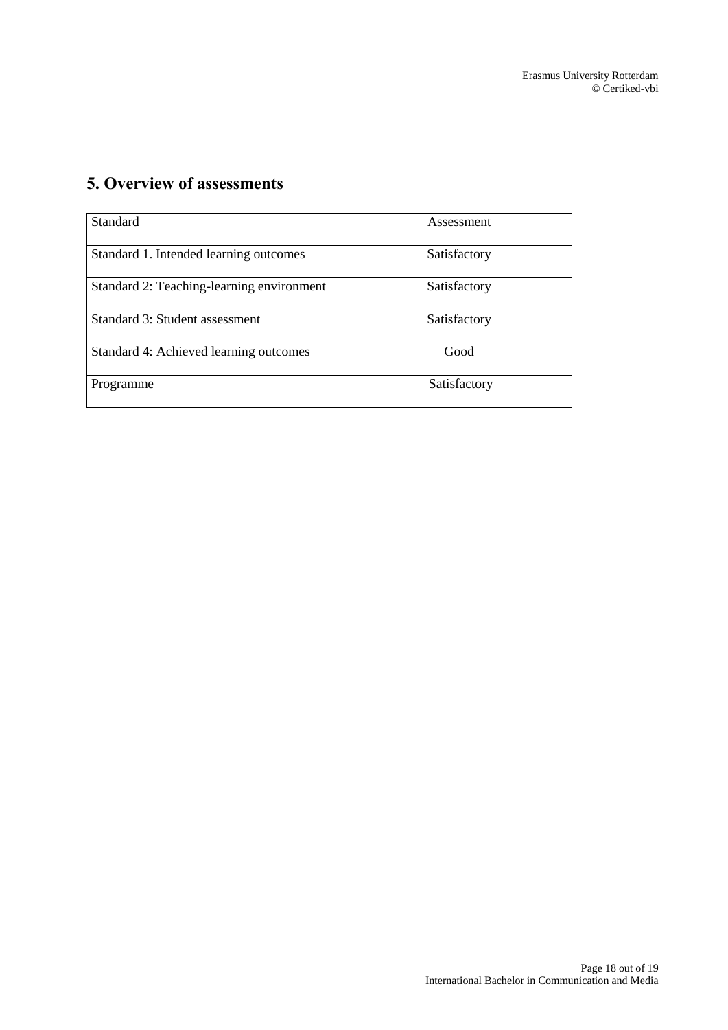## 5. Overview of assessments

| Standard | Assessment |
|---|---|
| Standard 1. Intended learning outcomes | Satisfactory |
| Standard 2: Teaching-learning environment | Satisfactory |
| Standard 3: Student assessment | Satisfactory |
| Standard 4: Achieved learning outcomes | Good |
| Programme | Satisfactory |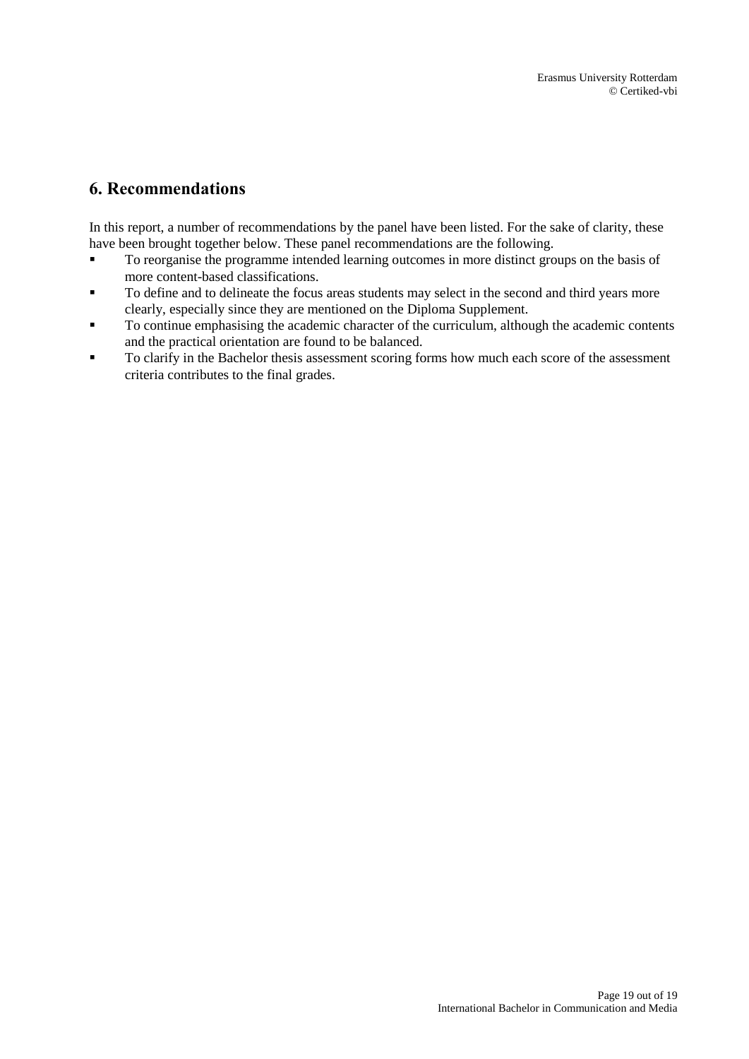## 6. Recommendations

In this report, a number of recommendations by the panel have been listed. For the sake of clarity, these have been brought together below. These panel recommendations are the following.

- To reorganise the programme intended learning outcomes in more distinct groups on the basis of more content-based classifications.
- To define and to delineate the focus areas students may select in the second and third years more clearly, especially since they are mentioned on the Diploma Supplement.
- To continue emphasising the academic character of the curriculum, although the academic contents and the practical orientation are found to be balanced.
- To clarify in the Bachelor thesis assessment scoring forms how much each score of the assessment criteria contributes to the final grades.